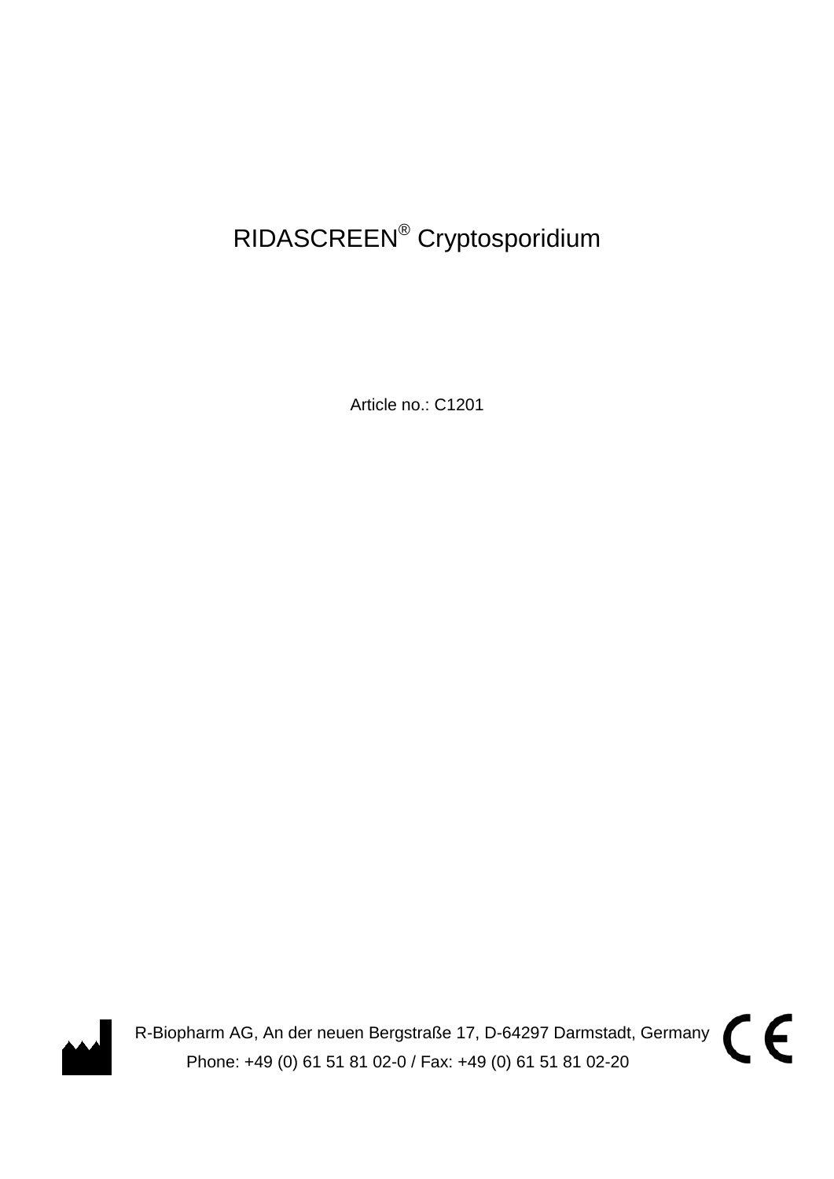# RIDASCREEN® Cryptosporidium

Article no.: C1201

R-Biopharm AG, An der neuen Bergstraße 17, D-64297 Darmstadt, Germany

Phone: +49 (0) 61 51 81 02-0 / Fax: +49 (0) 61 51 81 02-20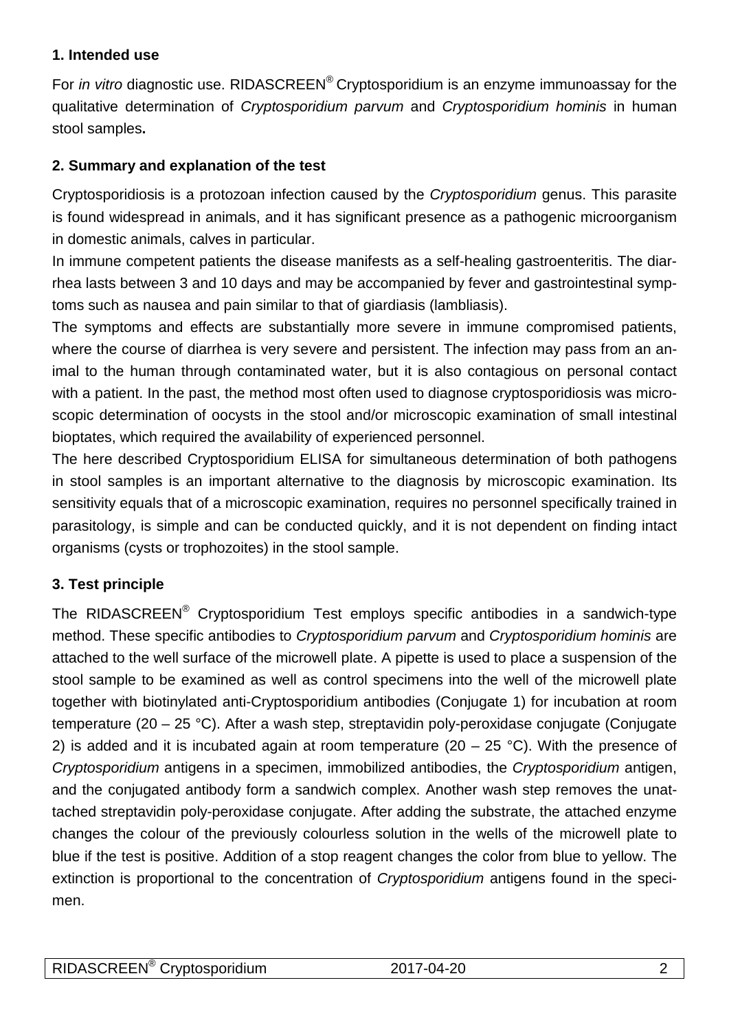## 1. Intended use

For *in vitro* diagnostic use. RIDASCREEN® Cryptosporidium is an enzyme immunoassay for the qualitative determination of *Cryptosporidium parvum* and *Cryptosporidium hominis* in human stool samples**.**

## 2. Summary and explanation of the test

Cryptosporidiosis is a protozoan infection caused by the *Cryptosporidium* genus. This parasite is found widespread in animals, and it has significant presence as a pathogenic microorganism in domestic animals, calves in particular.

In immune competent patients the disease manifests as a self-healing gastroenteritis. The diarrhea lasts between 3 and 10 days and may be accompanied by fever and gastrointestinal symptoms such as nausea and pain similar to that of giardiasis (lambliasis).

The symptoms and effects are substantially more severe in immune compromised patients, where the course of diarrhea is very severe and persistent. The infection may pass from an animal to the human through contaminated water, but it is also contagious on personal contact with a patient. In the past, the method most often used to diagnose cryptosporidiosis was microscopic determination of oocysts in the stool and/or microscopic examination of small intestinal bioptates, which required the availability of experienced personnel.

The here described Cryptosporidium ELISA for simultaneous determination of both pathogens in stool samples is an important alternative to the diagnosis by microscopic examination. Its sensitivity equals that of a microscopic examination, requires no personnel specifically trained in parasitology, is simple and can be conducted quickly, and it is not dependent on finding intact organisms (cysts or trophozoites) in the stool sample.

## 3. Test principle

The RIDASCREEN® Cryptosporidium Test employs specific antibodies in a sandwich-type method. These specific antibodies to *Cryptosporidium parvum* and *Cryptosporidium hominis* are attached to the well surface of the microwell plate. A pipette is used to place a suspension of the stool sample to be examined as well as control specimens into the well of the microwell plate together with biotinylated anti-Cryptosporidium antibodies (Conjugate 1) for incubation at room temperature (20 – 25 °C). After a wash step, streptavidin poly-peroxidase conjugate (Conjugate 2) is added and it is incubated again at room temperature (20 – 25 °C). With the presence of *Cryptosporidium* antigens in a specimen, immobilized antibodies, the *Cryptosporidium* antigen, and the conjugated antibody form a sandwich complex. Another wash step removes the unattached streptavidin poly-peroxidase conjugate. After adding the substrate, the attached enzyme changes the colour of the previously colourless solution in the wells of the microwell plate to blue if the test is positive. Addition of a stop reagent changes the color from blue to yellow. The extinction is proportional to the concentration of *Cryptosporidium* antigens found in the specimen.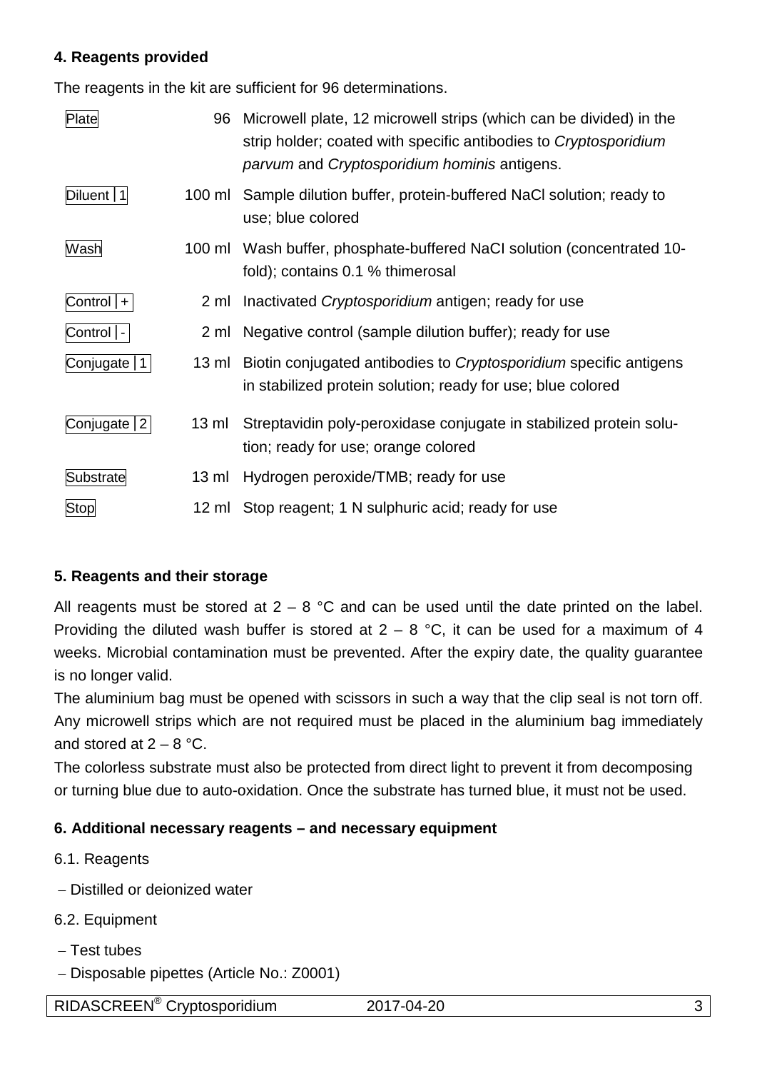## 4. Reagents provided

The reagents in the kit are sufficient for 96 determinations.

| | | |
|---|---|---|
| Plate | 96 | Microwell plate, 12 microwell strips (which can be divided) in the strip holder; coated with specific antibodies to *Cryptosporidium parvum* and *Cryptosporidium hominis* antigens. |
| Diluent \| 1 | 100 ml | Sample dilution buffer, protein-buffered NaCl solution; ready to use; blue colored |
| Wash | 100 ml | Wash buffer, phosphate-buffered NaCI solution (concentrated 10-fold); contains 0.1 % thimerosal |
| Control \| + | 2 ml | Inactivated *Cryptosporidium* antigen; ready for use |
| Control \| - | 2 ml | Negative control (sample dilution buffer); ready for use |
| Conjugate \| 1 | 13 ml | Biotin conjugated antibodies to *Cryptosporidium* specific antigens in stabilized protein solution; ready for use; blue colored |
| Conjugate \| 2 | 13 ml | Streptavidin poly-peroxidase conjugate in stabilized protein solution; ready for use; orange colored |
| Substrate | 13 ml | Hydrogen peroxide/TMB; ready for use |
| Stop | 12 ml | Stop reagent; 1 N sulphuric acid; ready for use |

## 5. Reagents and their storage

All reagents must be stored at 2 – 8 °C and can be used until the date printed on the label. Providing the diluted wash buffer is stored at 2 – 8 °C, it can be used for a maximum of 4 weeks. Microbial contamination must be prevented. After the expiry date, the quality guarantee is no longer valid.

The aluminium bag must be opened with scissors in such a way that the clip seal is not torn off. Any microwell strips which are not required must be placed in the aluminium bag immediately and stored at 2 – 8 °C.

The colorless substrate must also be protected from direct light to prevent it from decomposing or turning blue due to auto-oxidation. Once the substrate has turned blue, it must not be used.

## 6. Additional necessary reagents – and necessary equipment

6.1. Reagents

- Distilled or deionized water

6.2. Equipment

- Test tubes
- Disposable pipettes (Article No.: Z0001)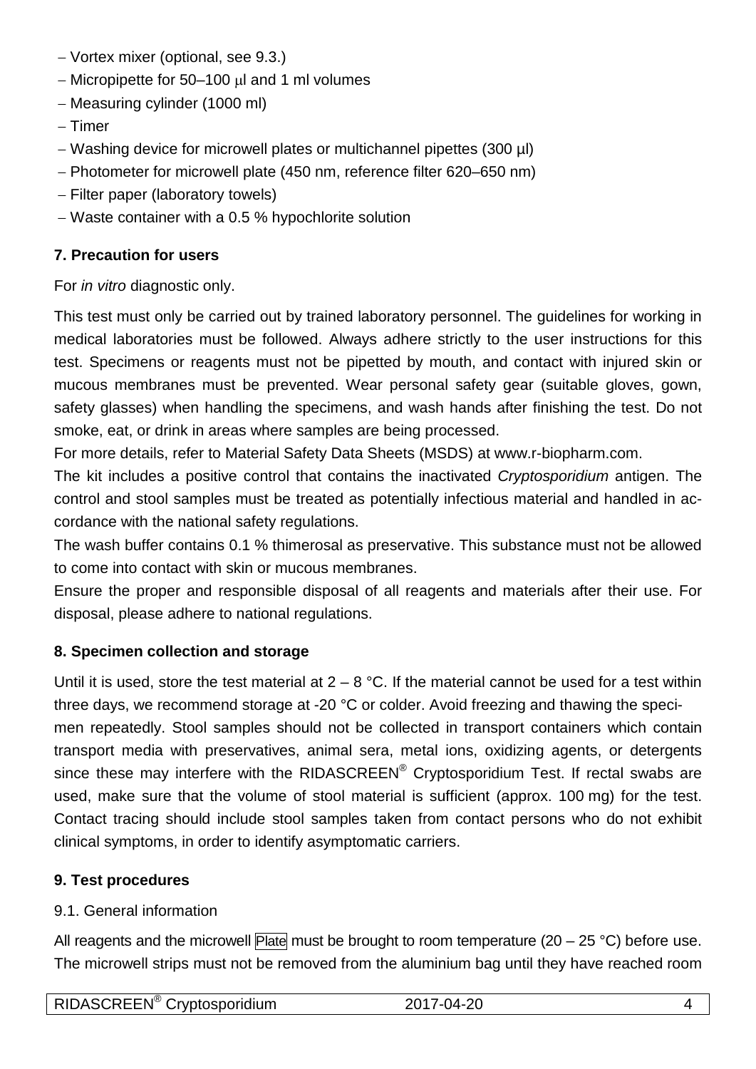- Vortex mixer (optional, see 9.3.)
- Micropipette for 50–100 µl and 1 ml volumes
- Measuring cylinder (1000 ml)
- Timer
- Washing device for microwell plates or multichannel pipettes (300 µl)
- Photometer for microwell plate (450 nm, reference filter 620–650 nm)
- Filter paper (laboratory towels)
- Waste container with a 0.5 % hypochlorite solution

## 7. Precaution for users

For *in vitro* diagnostic only.

This test must only be carried out by trained laboratory personnel. The guidelines for working in medical laboratories must be followed. Always adhere strictly to the user instructions for this test. Specimens or reagents must not be pipetted by mouth, and contact with injured skin or mucous membranes must be prevented. Wear personal safety gear (suitable gloves, gown, safety glasses) when handling the specimens, and wash hands after finishing the test. Do not smoke, eat, or drink in areas where samples are being processed.

For more details, refer to Material Safety Data Sheets (MSDS) at www.r-biopharm.com.

The kit includes a positive control that contains the inactivated *Cryptosporidium* antigen. The control and stool samples must be treated as potentially infectious material and handled in accordance with the national safety regulations.

The wash buffer contains 0.1 % thimerosal as preservative. This substance must not be allowed to come into contact with skin or mucous membranes.

Ensure the proper and responsible disposal of all reagents and materials after their use. For disposal, please adhere to national regulations.

## 8. Specimen collection and storage

Until it is used, store the test material at 2 – 8 °C. If the material cannot be used for a test within three days, we recommend storage at -20 °C or colder. Avoid freezing and thawing the specimen repeatedly. Stool samples should not be collected in transport containers which contain transport media with preservatives, animal sera, metal ions, oxidizing agents, or detergents since these may interfere with the RIDASCREEN® Cryptosporidium Test. If rectal swabs are used, make sure that the volume of stool material is sufficient (approx. 100 mg) for the test. Contact tracing should include stool samples taken from contact persons who do not exhibit clinical symptoms, in order to identify asymptomatic carriers.

## 9. Test procedures

### 9.1. General information

All reagents and the microwell Plate must be brought to room temperature (20 – 25 °C) before use. The microwell strips must not be removed from the aluminium bag until they have reached room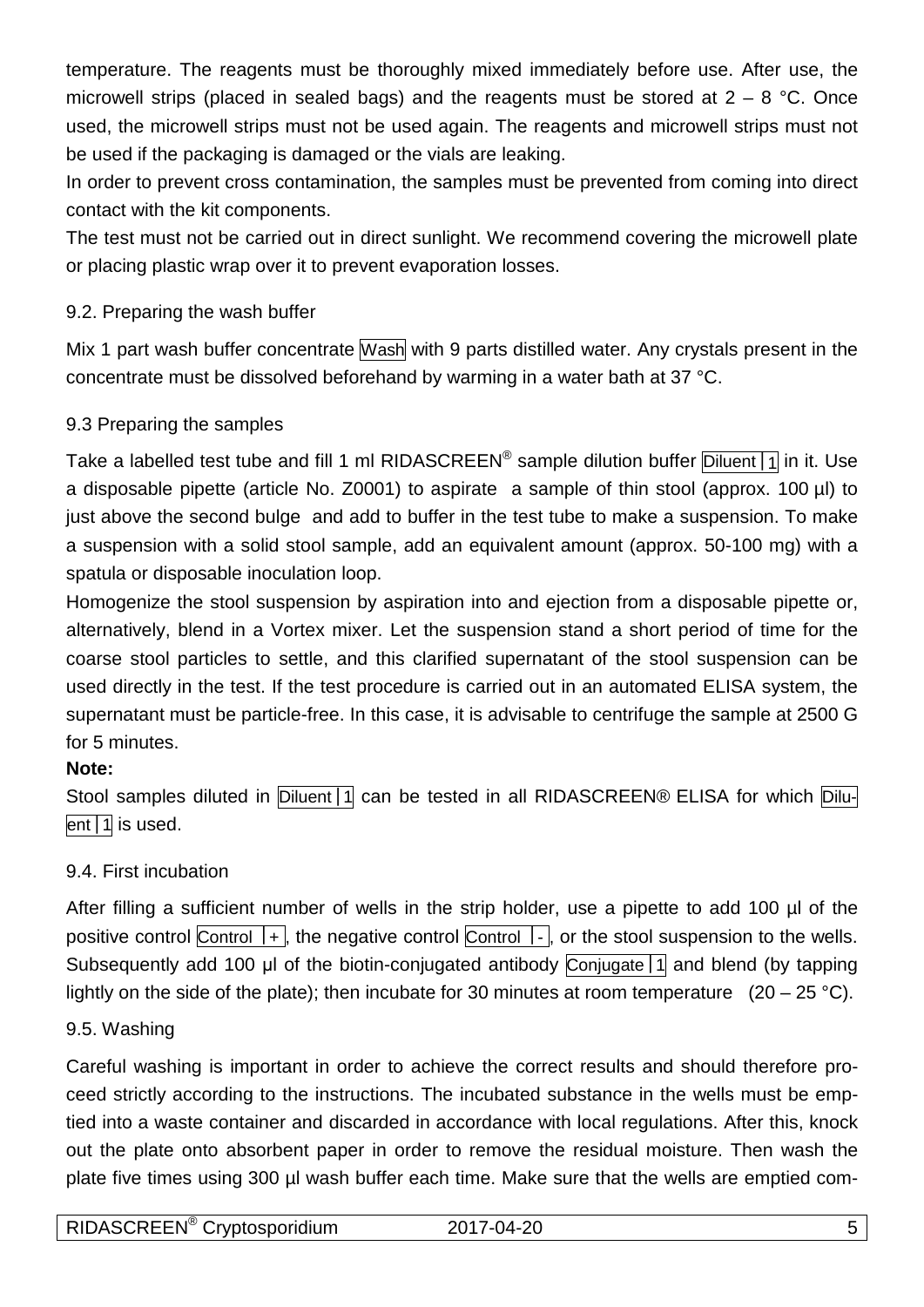temperature. The reagents must be thoroughly mixed immediately before use. After use, the microwell strips (placed in sealed bags) and the reagents must be stored at 2 – 8 °C. Once used, the microwell strips must not be used again. The reagents and microwell strips must not be used if the packaging is damaged or the vials are leaking.

In order to prevent cross contamination, the samples must be prevented from coming into direct contact with the kit components.

The test must not be carried out in direct sunlight. We recommend covering the microwell plate or placing plastic wrap over it to prevent evaporation losses.

### 9.2. Preparing the wash buffer

Mix 1 part wash buffer concentrate Wash with 9 parts distilled water. Any crystals present in the concentrate must be dissolved beforehand by warming in a water bath at 37 °C.

### 9.3 Preparing the samples

Take a labelled test tube and fill 1 ml RIDASCREEN® sample dilution buffer Diluent | 1 in it. Use a disposable pipette (article No. Z0001) to aspirate a sample of thin stool (approx. 100 µl) to just above the second bulge and add to buffer in the test tube to make a suspension. To make a suspension with a solid stool sample, add an equivalent amount (approx. 50-100 mg) with a spatula or disposable inoculation loop.

Homogenize the stool suspension by aspiration into and ejection from a disposable pipette or, alternatively, blend in a Vortex mixer. Let the suspension stand a short period of time for the coarse stool particles to settle, and this clarified supernatant of the stool suspension can be used directly in the test. If the test procedure is carried out in an automated ELISA system, the supernatant must be particle-free. In this case, it is advisable to centrifuge the sample at 2500 G for 5 minutes.

**Note:**

Stool samples diluted in Diluent | 1 can be tested in all RIDASCREEN® ELISA for which Diluent | 1 is used.

### 9.4. First incubation

After filling a sufficient number of wells in the strip holder, use a pipette to add 100 µl of the positive control Control | +, the negative control Control | -, or the stool suspension to the wells. Subsequently add 100 µl of the biotin-conjugated antibody Conjugate | 1 and blend (by tapping lightly on the side of the plate); then incubate for 30 minutes at room temperature (20 – 25 °C).

### 9.5. Washing

Careful washing is important in order to achieve the correct results and should therefore proceed strictly according to the instructions. The incubated substance in the wells must be emptied into a waste container and discarded in accordance with local regulations. After this, knock out the plate onto absorbent paper in order to remove the residual moisture. Then wash the plate five times using 300 µl wash buffer each time. Make sure that the wells are emptied com-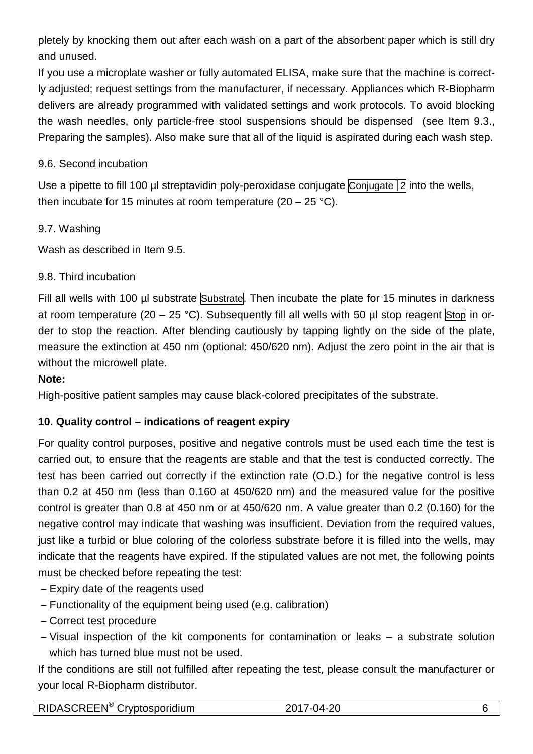pletely by knocking them out after each wash on a part of the absorbent paper which is still dry and unused.

If you use a microplate washer or fully automated ELISA, make sure that the machine is correctly adjusted; request settings from the manufacturer, if necessary. Appliances which R-Biopharm delivers are already programmed with validated settings and work protocols. To avoid blocking the wash needles, only particle-free stool suspensions should be dispensed (see Item 9.3., Preparing the samples). Also make sure that all of the liquid is aspirated during each wash step.

### 9.6. Second incubation

Use a pipette to fill 100 µl streptavidin poly-peroxidase conjugate Conjugate | 2 into the wells, then incubate for 15 minutes at room temperature (20 – 25 °C).

### 9.7. Washing

Wash as described in Item 9.5.

### 9.8. Third incubation

Fill all wells with 100 µl substrate Substrate. Then incubate the plate for 15 minutes in darkness at room temperature (20 – 25 °C). Subsequently fill all wells with 50 µl stop reagent Stop in order to stop the reaction. After blending cautiously by tapping lightly on the side of the plate, measure the extinction at 450 nm (optional: 450/620 nm). Adjust the zero point in the air that is without the microwell plate.

**Note:**

High-positive patient samples may cause black-colored precipitates of the substrate.

## 10. Quality control – indications of reagent expiry

For quality control purposes, positive and negative controls must be used each time the test is carried out, to ensure that the reagents are stable and that the test is conducted correctly. The test has been carried out correctly if the extinction rate (O.D.) for the negative control is less than 0.2 at 450 nm (less than 0.160 at 450/620 nm) and the measured value for the positive control is greater than 0.8 at 450 nm or at 450/620 nm. A value greater than 0.2 (0.160) for the negative control may indicate that washing was insufficient. Deviation from the required values, just like a turbid or blue coloring of the colorless substrate before it is filled into the wells, may indicate that the reagents have expired. If the stipulated values are not met, the following points must be checked before repeating the test:

- Expiry date of the reagents used
- Functionality of the equipment being used (e.g. calibration)
- Correct test procedure
- Visual inspection of the kit components for contamination or leaks – a substrate solution which has turned blue must not be used.

If the conditions are still not fulfilled after repeating the test, please consult the manufacturer or your local R-Biopharm distributor.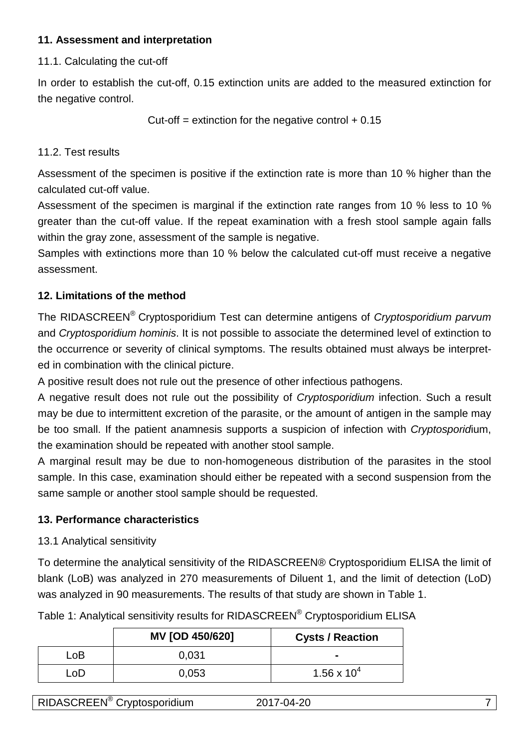## 11. Assessment and interpretation

### 11.1. Calculating the cut-off

In order to establish the cut-off, 0.15 extinction units are added to the measured extinction for the negative control.

Cut-off = extinction for the negative control + 0.15

### 11.2. Test results

Assessment of the specimen is positive if the extinction rate is more than 10 % higher than the calculated cut-off value.

Assessment of the specimen is marginal if the extinction rate ranges from 10 % less to 10 % greater than the cut-off value. If the repeat examination with a fresh stool sample again falls within the gray zone, assessment of the sample is negative.

Samples with extinctions more than 10 % below the calculated cut-off must receive a negative assessment.

## 12. Limitations of the method

The RIDASCREEN® Cryptosporidium Test can determine antigens of *Cryptosporidium parvum* and *Cryptosporidium hominis*. It is not possible to associate the determined level of extinction to the occurrence or severity of clinical symptoms. The results obtained must always be interpreted in combination with the clinical picture.

A positive result does not rule out the presence of other infectious pathogens.

A negative result does not rule out the possibility of *Cryptosporidium* infection. Such a result may be due to intermittent excretion of the parasite, or the amount of antigen in the sample may be too small. If the patient anamnesis supports a suspicion of infection with *Cryptosporid*ium, the examination should be repeated with another stool sample.

A marginal result may be due to non-homogeneous distribution of the parasites in the stool sample. In this case, examination should either be repeated with a second suspension from the same sample or another stool sample should be requested.

## 13. Performance characteristics

### 13.1 Analytical sensitivity

To determine the analytical sensitivity of the RIDASCREEN® Cryptosporidium ELISA the limit of blank (LoB) was analyzed in 270 measurements of Diluent 1, and the limit of detection (LoD) was analyzed in 90 measurements. The results of that study are shown in Table 1.

Table 1: Analytical sensitivity results for RIDASCREEN® Cryptosporidium ELISA

| | MV [OD 450/620] | Cysts / Reaction |
|---|---|---|
| LoB | 0,031 | - |
| LoD | 0,053 | $1.56 \times 10^4$ |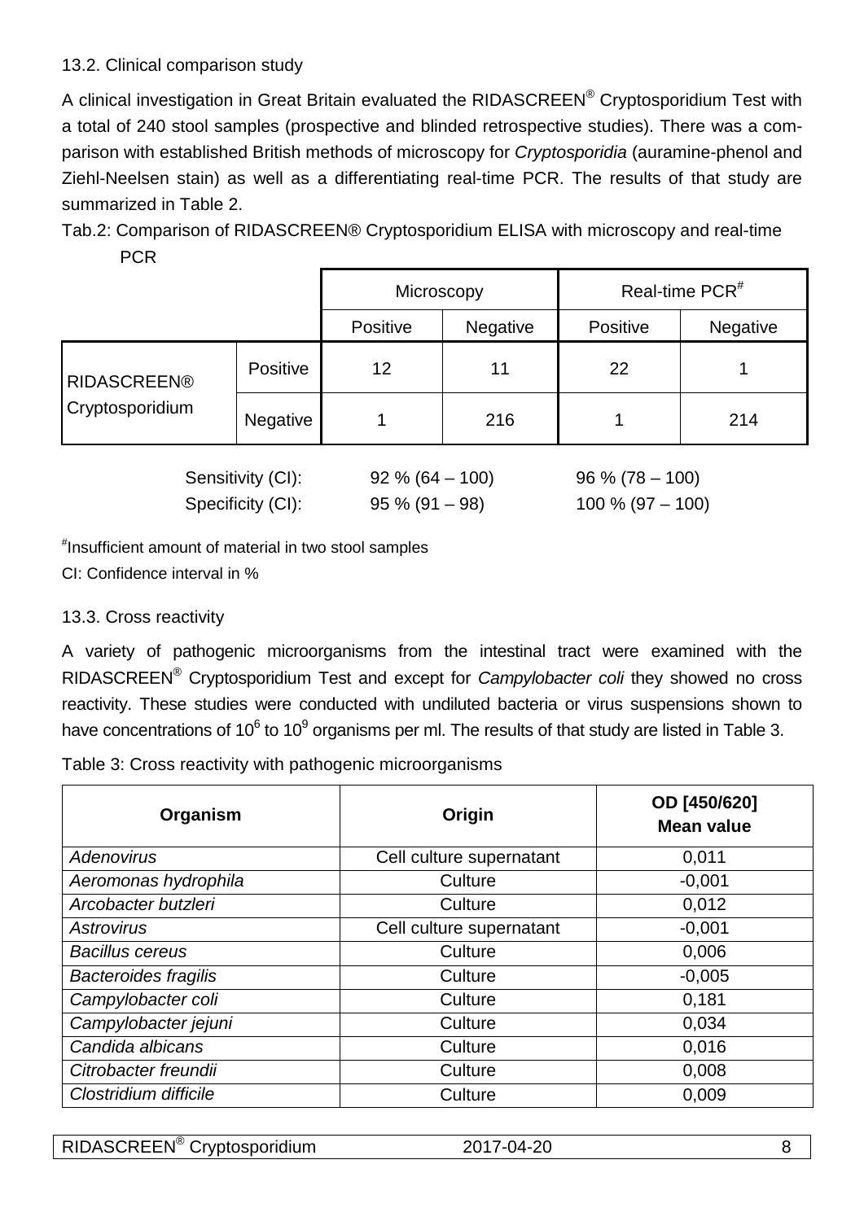### 13.2. Clinical comparison study

A clinical investigation in Great Britain evaluated the RIDASCREEN® Cryptosporidium Test with a total of 240 stool samples (prospective and blinded retrospective studies). There was a comparison with established British methods of microscopy for *Cryptosporidia* (auramine-phenol and Ziehl-Neelsen stain) as well as a differentiating real-time PCR. The results of that study are summarized in Table 2.

Tab.2: Comparison of RIDASCREEN® Cryptosporidium ELISA with microscopy and real-time PCR

| | | Microscopy | | Real-time PCR# | |
|---|---|---|---|---|---|
| | | Positive | Negative | Positive | Negative |
| RIDASCREEN® Cryptosporidium | Positive | 12 | 11 | 22 | 1 |
| | Negative | 1 | 216 | 1 | 214 |
| Sensitivity (CI): | | 92 % (64 – 100) | | 96 % (78 – 100) | |
| Specificity (CI): | | 95 % (91 – 98) | | 100 % (97 – 100) | |

#Insufficient amount of material in two stool samples

CI: Confidence interval in %

### 13.3. Cross reactivity

A variety of pathogenic microorganisms from the intestinal tract were examined with the RIDASCREEN® Cryptosporidium Test and except for *Campylobacter coli* they showed no cross reactivity. These studies were conducted with undiluted bacteria or virus suspensions shown to have concentrations of $10^6$ to $10^9$ organisms per ml. The results of that study are listed in Table 3.

Table 3: Cross reactivity with pathogenic microorganisms

| Organism | Origin | OD [450/620] Mean value |
|---|---|---|
| *Adenovirus* | Cell culture supernatant | 0,011 |
| *Aeromonas hydrophila* | Culture | -0,001 |
| *Arcobacter butzleri* | Culture | 0,012 |
| *Astrovirus* | Cell culture supernatant | -0,001 |
| *Bacillus cereus* | Culture | 0,006 |
| *Bacteroides fragilis* | Culture | -0,005 |
| *Campylobacter coli* | Culture | 0,181 |
| *Campylobacter jejuni* | Culture | 0,034 |
| *Candida albicans* | Culture | 0,016 |
| *Citrobacter freundii* | Culture | 0,008 |
| *Clostridium difficile* | Culture | 0,009 |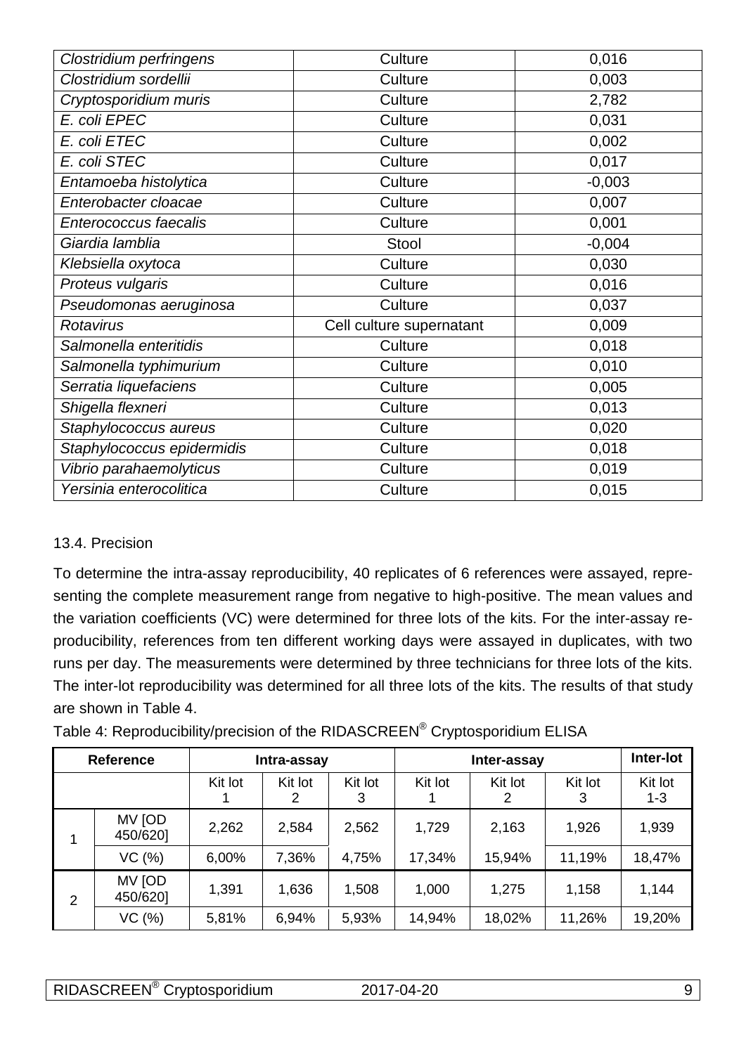| | | |
|---|---|---|
| *Clostridium perfringens* | Culture | 0,016 |
| *Clostridium sordellii* | Culture | 0,003 |
| *Cryptosporidium muris* | Culture | 2,782 |
| *E. coli EPEC* | Culture | 0,031 |
| *E. coli ETEC* | Culture | 0,002 |
| *E. coli STEC* | Culture | 0,017 |
| *Entamoeba histolytica* | Culture | -0,003 |
| *Enterobacter cloacae* | Culture | 0,007 |
| *Enterococcus faecalis* | Culture | 0,001 |
| *Giardia lamblia* | Stool | -0,004 |
| *Klebsiella oxytoca* | Culture | 0,030 |
| *Proteus vulgaris* | Culture | 0,016 |
| *Pseudomonas aeruginosa* | Culture | 0,037 |
| *Rotavirus* | Cell culture supernatant | 0,009 |
| *Salmonella enteritidis* | Culture | 0,018 |
| *Salmonella typhimurium* | Culture | 0,010 |
| *Serratia liquefaciens* | Culture | 0,005 |
| *Shigella flexneri* | Culture | 0,013 |
| *Staphylococcus aureus* | Culture | 0,020 |
| *Staphylococcus epidermidis* | Culture | 0,018 |
| *Vibrio parahaemolyticus* | Culture | 0,019 |
| *Yersinia enterocolitica* | Culture | 0,015 |

13.4. Precision

To determine the intra-assay reproducibility, 40 replicates of 6 references were assayed, representing the complete measurement range from negative to high-positive. The mean values and the variation coefficients (VC) were determined for three lots of the kits. For the inter-assay reproducibility, references from ten different working days were assayed in duplicates, with two runs per day. The measurements were determined by three technicians for three lots of the kits. The inter-lot reproducibility was determined for all three lots of the kits. The results of that study are shown in Table 4.

Table 4: Reproducibility/precision of the RIDASCREEN® Cryptosporidium ELISA

| Reference | | Intra-assay | | | Inter-assay | | | Inter-lot |
|---|---|---|---|---|---|---|---|---|
| | | Kit lot 1 | Kit lot 2 | Kit lot 3 | Kit lot 1 | Kit lot 2 | Kit lot 3 | Kit lot 1-3 |
| 1 | MV [OD 450/620] | 2,262 | 2,584 | 2,562 | 1,729 | 2,163 | 1,926 | 1,939 |
| | VC (%) | 6,00% | 7,36% | 4,75% | 17,34% | 15,94% | 11,19% | 18,47% |
| 2 | MV [OD 450/620] | 1,391 | 1,636 | 1,508 | 1,000 | 1,275 | 1,158 | 1,144 |
| | VC (%) | 5,81% | 6,94% | 5,93% | 14,94% | 18,02% | 11,26% | 19,20% |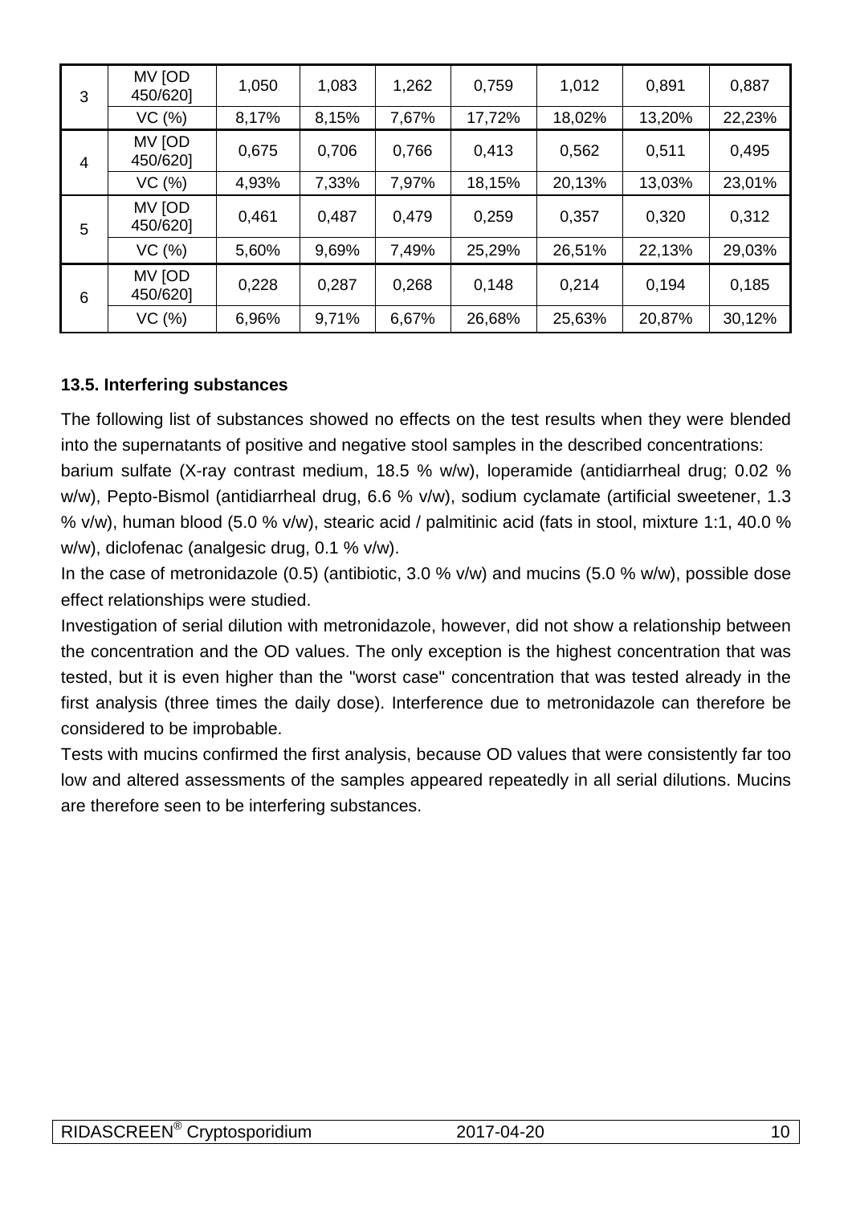| | | | | | | | | |
|---|---|---|---|---|---|---|---|---|
| 3 | MV [OD 450/620] | 1,050 | 1,083 | 1,262 | 0,759 | 1,012 | 0,891 | 0,887 |
| | VC (%) | 8,17% | 8,15% | 7,67% | 17,72% | 18,02% | 13,20% | 22,23% |
| 4 | MV [OD 450/620] | 0,675 | 0,706 | 0,766 | 0,413 | 0,562 | 0,511 | 0,495 |
| | VC (%) | 4,93% | 7,33% | 7,97% | 18,15% | 20,13% | 13,03% | 23,01% |
| 5 | MV [OD 450/620] | 0,461 | 0,487 | 0,479 | 0,259 | 0,357 | 0,320 | 0,312 |
| | VC (%) | 5,60% | 9,69% | 7,49% | 25,29% | 26,51% | 22,13% | 29,03% |
| 6 | MV [OD 450/620] | 0,228 | 0,287 | 0,268 | 0,148 | 0,214 | 0,194 | 0,185 |
| | VC (%) | 6,96% | 9,71% | 6,67% | 26,68% | 25,63% | 20,87% | 30,12% |

**13.5. Interfering substances**

The following list of substances showed no effects on the test results when they were blended into the supernatants of positive and negative stool samples in the described concentrations:
barium sulfate (X-ray contrast medium, 18.5 % w/w), loperamide (antidiarrheal drug; 0.02 % w/w), Pepto-Bismol (antidiarrheal drug, 6.6 % v/w), sodium cyclamate (artificial sweetener, 1.3 % v/w), human blood (5.0 % v/w), stearic acid / palmitinic acid (fats in stool, mixture 1:1, 40.0 % w/w), diclofenac (analgesic drug, 0.1 % v/w).
In the case of metronidazole (0.5) (antibiotic, 3.0 % v/w) and mucins (5.0 % w/w), possible dose effect relationships were studied.
Investigation of serial dilution with metronidazole, however, did not show a relationship between the concentration and the OD values. The only exception is the highest concentration that was tested, but it is even higher than the "worst case" concentration that was tested already in the first analysis (three times the daily dose). Interference due to metronidazole can therefore be considered to be improbable.
Tests with mucins confirmed the first analysis, because OD values that were consistently far too low and altered assessments of the samples appeared repeatedly in all serial dilutions. Mucins are therefore seen to be interfering substances.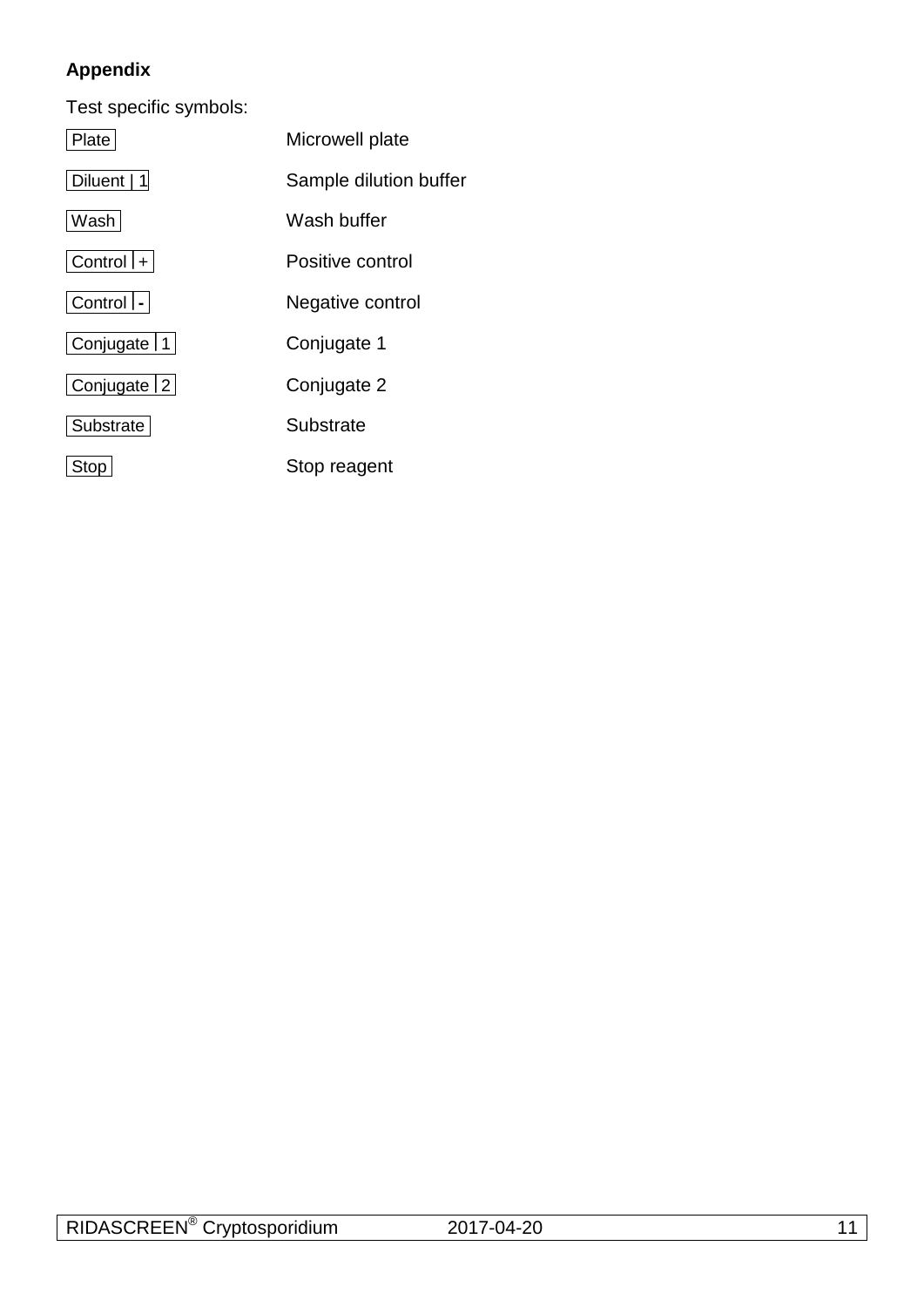**Appendix**

Test specific symbols:

| | |
|---|---|
| Plate | Microwell plate |
| Diluent \| 1 | Sample dilution buffer |
| Wash | Wash buffer |
| Control \| + | Positive control |
| Control \| - | Negative control |
| Conjugate \| 1 | Conjugate 1 |
| Conjugate \| 2 | Conjugate 2 |
| Substrate | Substrate |
| Stop | Stop reagent |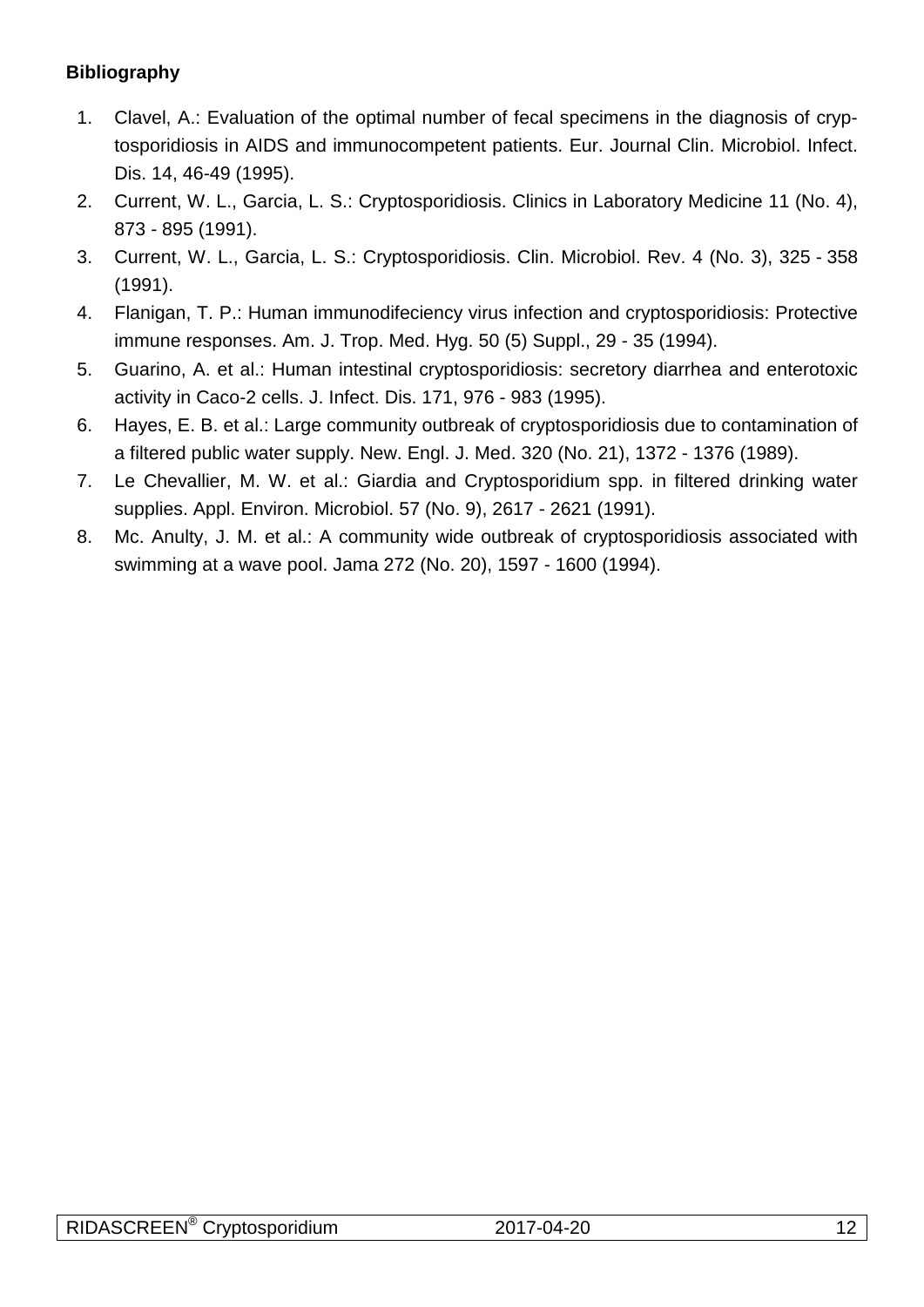**Bibliography**

1. Clavel, A.: Evaluation of the optimal number of fecal specimens in the diagnosis of cryptosporidiosis in AIDS and immunocompetent patients. Eur. Journal Clin. Microbiol. Infect. Dis. 14, 46-49 (1995).
2. Current, W. L., Garcia, L. S.: Cryptosporidiosis. Clinics in Laboratory Medicine 11 (No. 4), 873 - 895 (1991).
3. Current, W. L., Garcia, L. S.: Cryptosporidiosis. Clin. Microbiol. Rev. 4 (No. 3), 325 - 358 (1991).
4. Flanigan, T. P.: Human immunodifeciency virus infection and cryptosporidiosis: Protective immune responses. Am. J. Trop. Med. Hyg. 50 (5) Suppl., 29 - 35 (1994).
5. Guarino, A. et al.: Human intestinal cryptosporidiosis: secretory diarrhea and enterotoxic activity in Caco-2 cells. J. Infect. Dis. 171, 976 - 983 (1995).
6. Hayes, E. B. et al.: Large community outbreak of cryptosporidiosis due to contamination of a filtered public water supply. New. Engl. J. Med. 320 (No. 21), 1372 - 1376 (1989).
7. Le Chevallier, M. W. et al.: Giardia and Cryptosporidium spp. in filtered drinking water supplies. Appl. Environ. Microbiol. 57 (No. 9), 2617 - 2621 (1991).
8. Mc. Anulty, J. M. et al.: A community wide outbreak of cryptosporidiosis associated with swimming at a wave pool. Jama 272 (No. 20), 1597 - 1600 (1994).